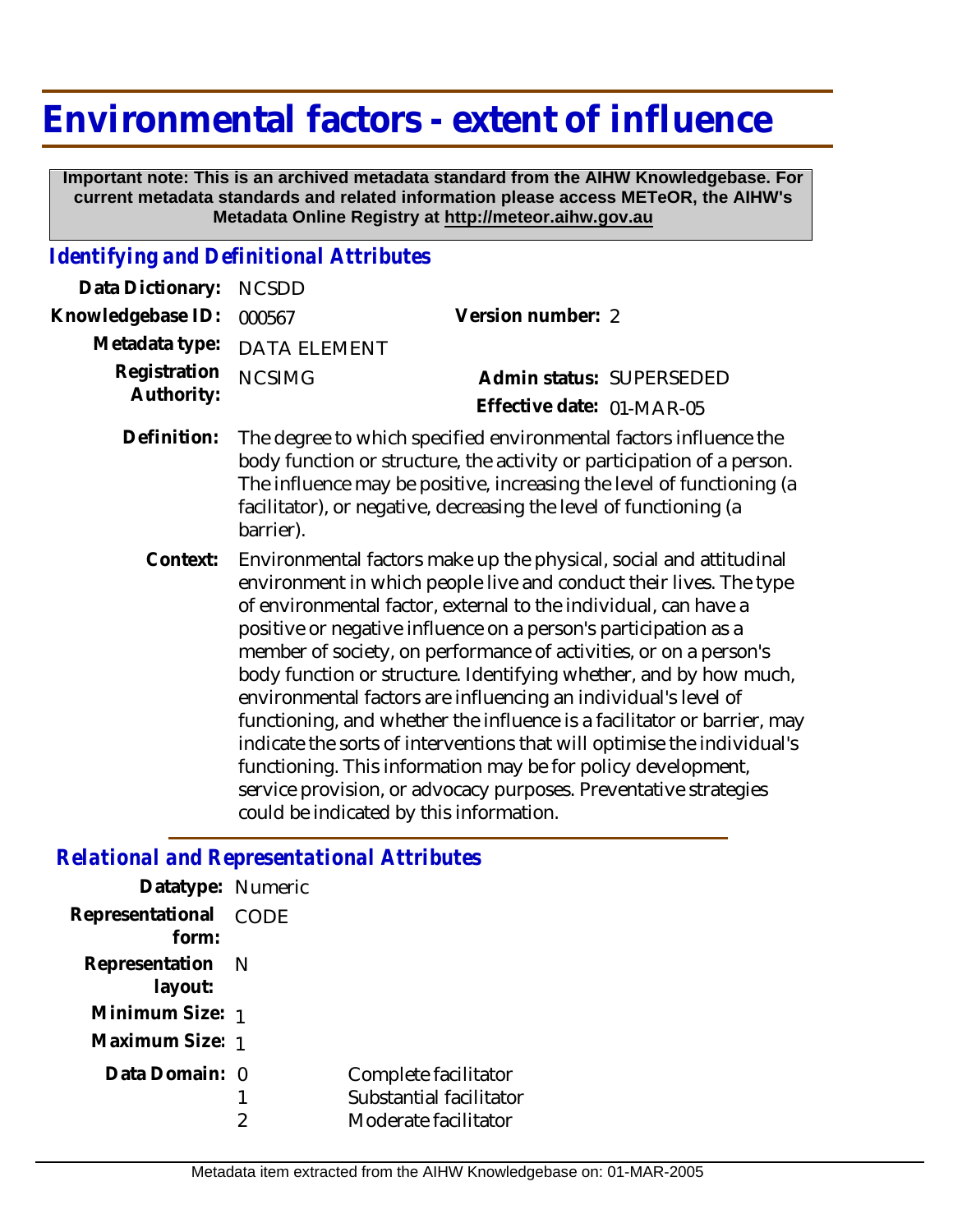# Environmental factors - extent of influence

**Important note: This is an archived metadata standard from the AIHW Knowledgebase. For current metadata standards and related information please access METeOR, the AIHW's Metadata Online Registry at http://meteor.aihw.gov.au**

## *Identifying and Definitional Attributes*

**Data Dictionary:** NCSDD

**Knowledgebase ID:** 000567

**Version number:** 2

**Metadata type:** DATA ELEMENT

**Registration Authority:** NCSIMG

**Admin status:** SUPERSEDED

**Effective date:** 01-MAR-05

**Definition:** The degree to which specified environmental factors influence the body function or structure, the activity or participation of a person. The influence may be positive, increasing the level of functioning (a facilitator), or negative, decreasing the level of functioning (a barrier).

**Context:** Environmental factors make up the physical, social and attitudinal environment in which people live and conduct their lives. The type of environmental factor, external to the individual, can have a positive or negative influence on a person's participation as a member of society, on performance of activities, or on a person's body function or structure. Identifying whether, and by how much, environmental factors are influencing an individual's level of functioning, and whether the influence is a facilitator or barrier, may indicate the sorts of interventions that will optimise the individual's functioning. This information may be for policy development, service provision, or advocacy purposes. Preventative strategies could be indicated by this information.

## *Relational and Representational Attributes*

**Datatype:** Numeric

**Representational form:** CODE

**Representation layout:** N

**Minimum Size:** 1

**Maximum Size:** 1

**Data Domain:**

0 Complete facilitator
1 Substantial facilitator
2 Moderate facilitator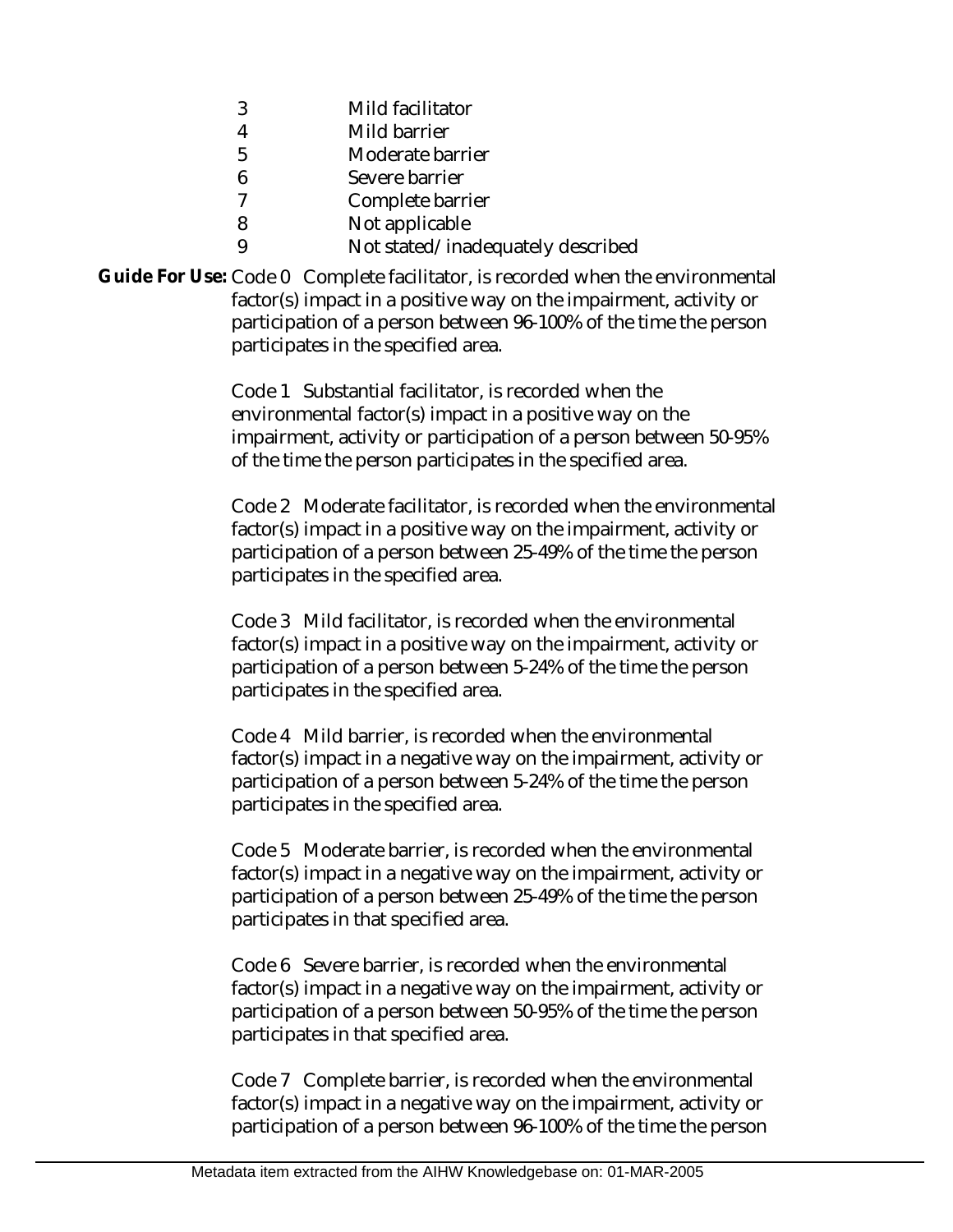| | |
|---|---|
| 3 | Mild facilitator |
| 4 | Mild barrier |
| 5 | Moderate barrier |
| 6 | Severe barrier |
| 7 | Complete barrier |
| 8 | Not applicable |
| 9 | Not stated/inadequately described |

**Guide For Use:** Code 0 Complete facilitator, is recorded when the environmental factor(s) impact in a positive way on the impairment, activity or participation of a person between 96-100% of the time the person participates in the specified area.

Code 1 Substantial facilitator, is recorded when the environmental factor(s) impact in a positive way on the impairment, activity or participation of a person between 50-95% of the time the person participates in the specified area.

Code 2 Moderate facilitator, is recorded when the environmental factor(s) impact in a positive way on the impairment, activity or participation of a person between 25-49% of the time the person participates in the specified area.

Code 3 Mild facilitator, is recorded when the environmental factor(s) impact in a positive way on the impairment, activity or participation of a person between 5-24% of the time the person participates in the specified area.

Code 4 Mild barrier, is recorded when the environmental factor(s) impact in a negative way on the impairment, activity or participation of a person between 5-24% of the time the person participates in the specified area.

Code 5 Moderate barrier, is recorded when the environmental factor(s) impact in a negative way on the impairment, activity or participation of a person between 25-49% of the time the person participates in that specified area.

Code 6 Severe barrier, is recorded when the environmental factor(s) impact in a negative way on the impairment, activity or participation of a person between 50-95% of the time the person participates in that specified area.

Code 7 Complete barrier, is recorded when the environmental factor(s) impact in a negative way on the impairment, activity or participation of a person between 96-100% of the time the person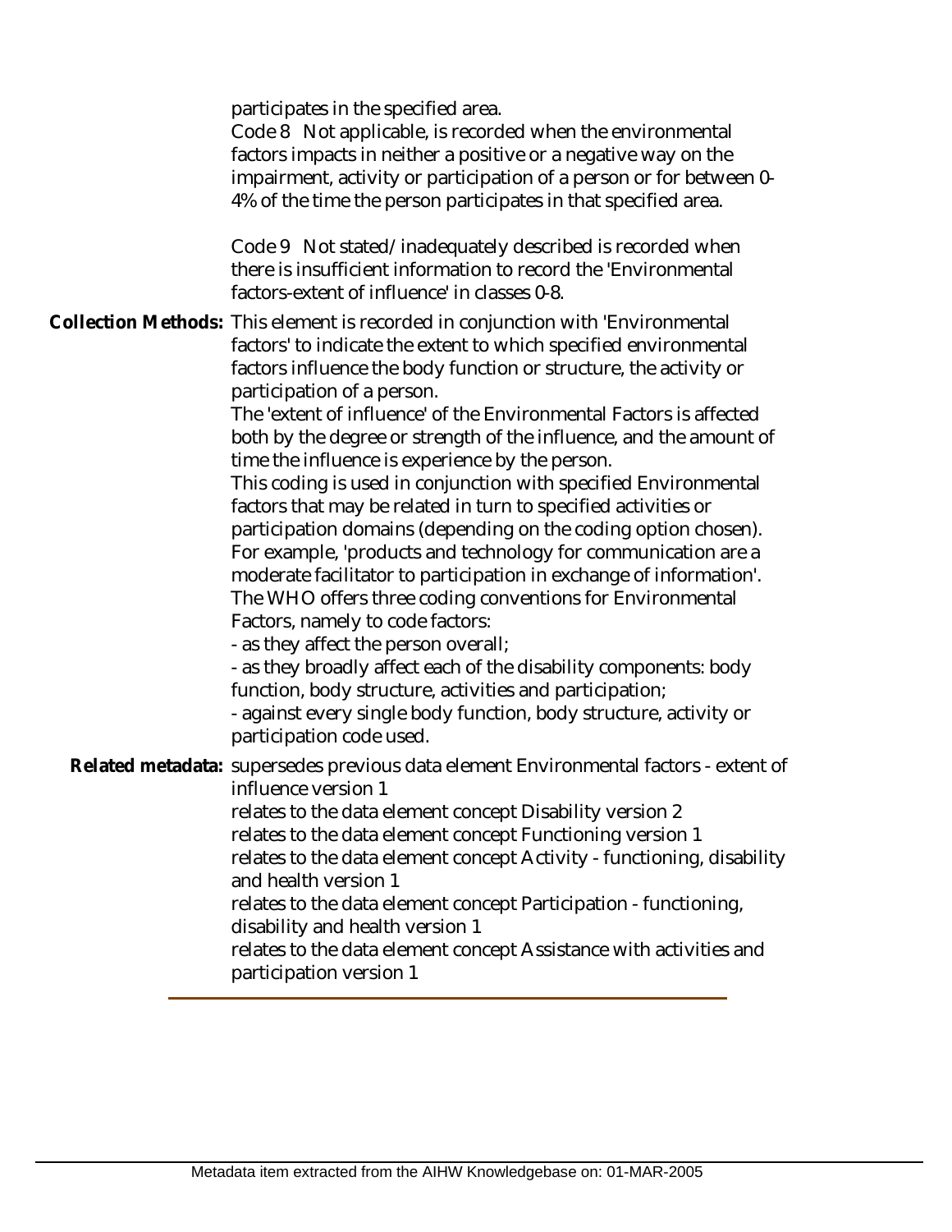participates in the specified area.

Code 8 Not applicable, is recorded when the environmental factors impacts in neither a positive or a negative way on the impairment, activity or participation of a person or for between 0-4% of the time the person participates in that specified area.

Code 9 Not stated/inadequately described is recorded when there is insufficient information to record the 'Environmental factors-extent of influence' in classes 0-8.

**Collection Methods:** This element is recorded in conjunction with 'Environmental factors' to indicate the extent to which specified environmental factors influence the body function or structure, the activity or participation of a person.

The 'extent of influence' of the Environmental Factors is affected both by the degree or strength of the influence, and the amount of time the influence is experience by the person.

This coding is used in conjunction with specified Environmental factors that may be related in turn to specified activities or participation domains (depending on the coding option chosen). For example, 'products and technology for communication are a moderate facilitator to participation in exchange of information'.

The WHO offers three coding conventions for Environmental Factors, namely to code factors:

- as they affect the person overall;
- as they broadly affect each of the disability components: body function, body structure, activities and participation;
- against every single body function, body structure, activity or participation code used.

**Related metadata:** supersedes previous data element Environmental factors - extent of influence version 1

relates to the data element concept Disability version 2

relates to the data element concept Functioning version 1

relates to the data element concept Activity - functioning, disability and health version 1

relates to the data element concept Participation - functioning, disability and health version 1

relates to the data element concept Assistance with activities and participation version 1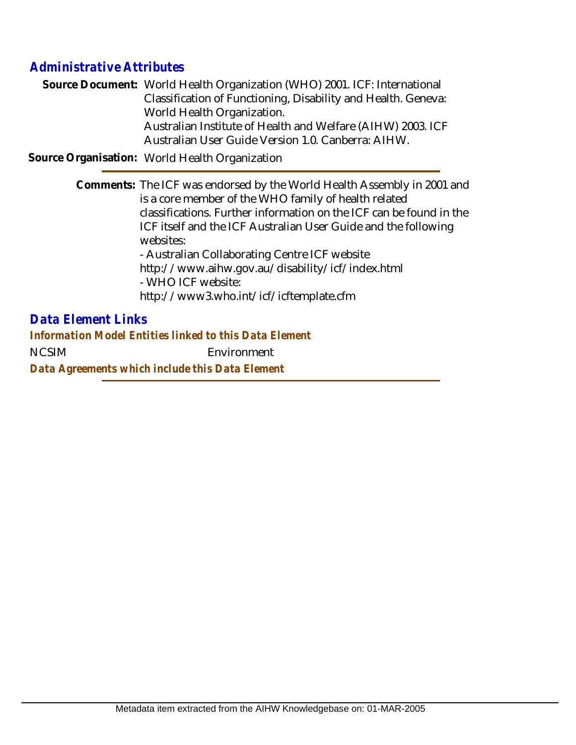## Administrative Attributes

**Source Document:** World Health Organization (WHO) 2001. ICF: International Classification of Functioning, Disability and Health. Geneva: World Health Organization.
Australian Institute of Health and Welfare (AIHW) 2003. ICF Australian User Guide Version 1.0. Canberra: AIHW.

**Source Organisation:** World Health Organization

**Comments:** The ICF was endorsed by the World Health Assembly in 2001 and is a core member of the WHO family of health related classifications. Further information on the ICF can be found in the ICF itself and the ICF Australian User Guide and the following websites:
- Australian Collaborating Centre ICF website
http://www.aihw.gov.au/disability/icf/index.html
- WHO ICF website:
http://www3.who.int/icf/icftemplate.cfm

## Data Element Links

### Information Model Entities linked to this Data Element

| | |
|---|---|
| NCSIM | Environment |

### Data Agreements which include this Data Element

Metadata item extracted from the AIHW Knowledgebase on: 01-MAR-2005